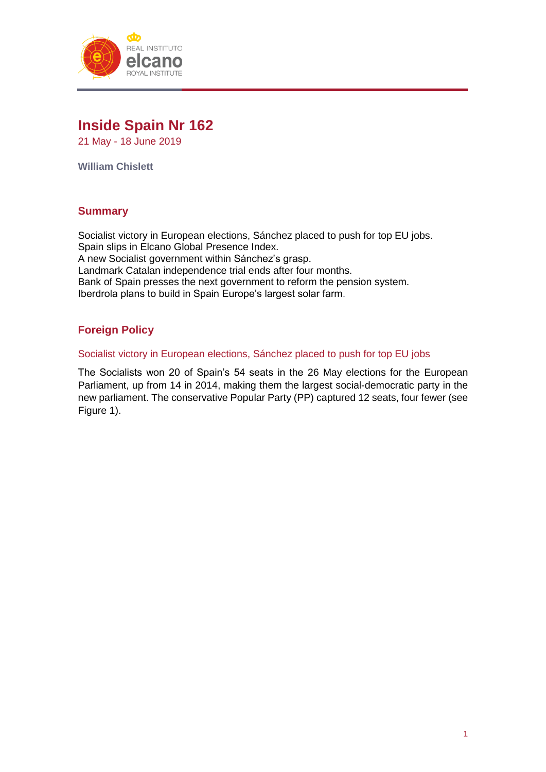# Inside Spain Nr 162

21 May - 18 June 2019

**William Chislett**

## Summary

Socialist victory in European elections, Sánchez placed to push for top EU jobs.
Spain slips in Elcano Global Presence Index.
A new Socialist government within Sánchez's grasp.
Landmark Catalan independence trial ends after four months.
Bank of Spain presses the next government to reform the pension system.
Iberdrola plans to build in Spain Europe's largest solar farm.

## Foreign Policy

### Socialist victory in European elections, Sánchez placed to push for top EU jobs

The Socialists won 20 of Spain's 54 seats in the 26 May elections for the European Parliament, up from 14 in 2014, making them the largest social-democratic party in the new parliament. The conservative Popular Party (PP) captured 12 seats, four fewer (see Figure 1).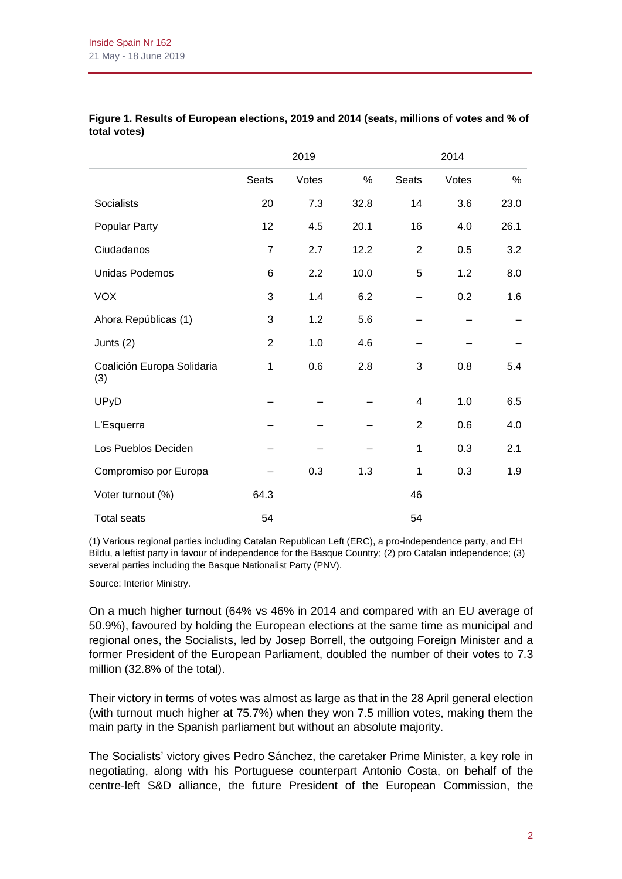**Figure 1. Results of European elections, 2019 and 2014 (seats, millions of votes and % of total votes)**

| | 2019 | | | 2014 | | |
|---|---|---|---|---|---|---|
| | Seats | Votes | % | Seats | Votes | % |
| Socialists | 20 | 7.3 | 32.8 | 14 | 3.6 | 23.0 |
| Popular Party | 12 | 4.5 | 20.1 | 16 | 4.0 | 26.1 |
| Ciudadanos | 7 | 2.7 | 12.2 | 2 | 0.5 | 3.2 |
| Unidas Podemos | 6 | 2.2 | 10.0 | 5 | 1.2 | 8.0 |
| VOX | 3 | 1.4 | 6.2 | – | 0.2 | 1.6 |
| Ahora Repúblicas (1) | 3 | 1.2 | 5.6 | – | – | – |
| Junts (2) | 2 | 1.0 | 4.6 | – | – | – |
| Coalición Europa Solidaria (3) | 1 | 0.6 | 2.8 | 3 | 0.8 | 5.4 |
| UPyD | – | – | – | 4 | 1.0 | 6.5 |
| L'Esquerra | – | – | – | 2 | 0.6 | 4.0 |
| Los Pueblos Deciden | – | – | – | 1 | 0.3 | 2.1 |
| Compromiso por Europa | – | 0.3 | 1.3 | 1 | 0.3 | 1.9 |
| Voter turnout (%) | 64.3 | | | 46 | | |
| Total seats | 54 | | | 54 | | |

(1) Various regional parties including Catalan Republican Left (ERC), a pro-independence party, and EH Bildu, a leftist party in favour of independence for the Basque Country; (2) pro Catalan independence; (3) several parties including the Basque Nationalist Party (PNV).

Source: Interior Ministry.

On a much higher turnout (64% vs 46% in 2014 and compared with an EU average of 50.9%), favoured by holding the European elections at the same time as municipal and regional ones, the Socialists, led by Josep Borrell, the outgoing Foreign Minister and a former President of the European Parliament, doubled the number of their votes to 7.3 million (32.8% of the total).

Their victory in terms of votes was almost as large as that in the 28 April general election (with turnout much higher at 75.7%) when they won 7.5 million votes, making them the main party in the Spanish parliament but without an absolute majority.

The Socialists' victory gives Pedro Sánchez, the caretaker Prime Minister, a key role in negotiating, along with his Portuguese counterpart Antonio Costa, on behalf of the centre-left S&D alliance, the future President of the European Commission, the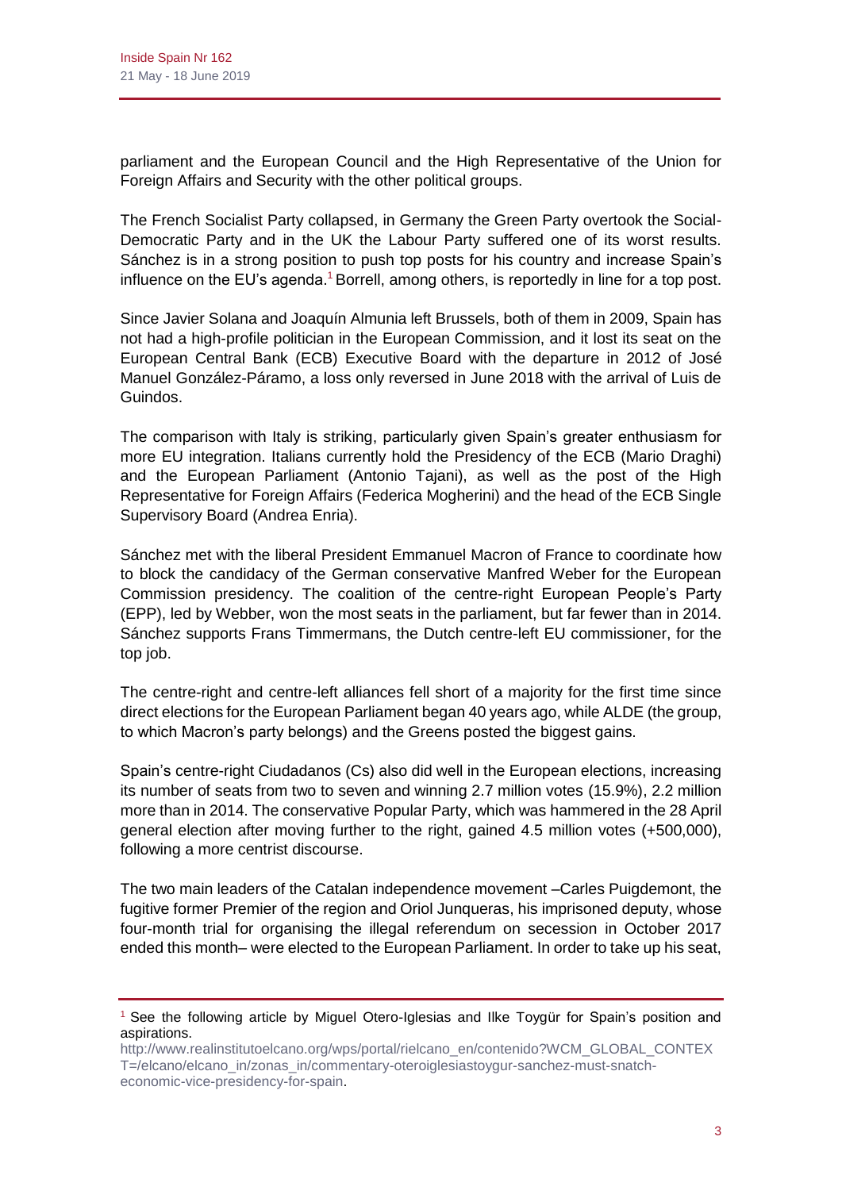parliament and the European Council and the High Representative of the Union for Foreign Affairs and Security with the other political groups.

The French Socialist Party collapsed, in Germany the Green Party overtook the Social-Democratic Party and in the UK the Labour Party suffered one of its worst results. Sánchez is in a strong position to push top posts for his country and increase Spain's influence on the EU's agenda.[1] Borrell, among others, is reportedly in line for a top post.

Since Javier Solana and Joaquín Almunia left Brussels, both of them in 2009, Spain has not had a high-profile politician in the European Commission, and it lost its seat on the European Central Bank (ECB) Executive Board with the departure in 2012 of José Manuel González-Páramo, a loss only reversed in June 2018 with the arrival of Luis de Guindos.

The comparison with Italy is striking, particularly given Spain's greater enthusiasm for more EU integration. Italians currently hold the Presidency of the ECB (Mario Draghi) and the European Parliament (Antonio Tajani), as well as the post of the High Representative for Foreign Affairs (Federica Mogherini) and the head of the ECB Single Supervisory Board (Andrea Enria).

Sánchez met with the liberal President Emmanuel Macron of France to coordinate how to block the candidacy of the German conservative Manfred Weber for the European Commission presidency. The coalition of the centre-right European People's Party (EPP), led by Webber, won the most seats in the parliament, but far fewer than in 2014. Sánchez supports Frans Timmermans, the Dutch centre-left EU commissioner, for the top job.

The centre-right and centre-left alliances fell short of a majority for the first time since direct elections for the European Parliament began 40 years ago, while ALDE (the group, to which Macron's party belongs) and the Greens posted the biggest gains.

Spain's centre-right Ciudadanos (Cs) also did well in the European elections, increasing its number of seats from two to seven and winning 2.7 million votes (15.9%), 2.2 million more than in 2014. The conservative Popular Party, which was hammered in the 28 April general election after moving further to the right, gained 4.5 million votes (+500,000), following a more centrist discourse.

The two main leaders of the Catalan independence movement –Carles Puigdemont, the fugitive former Premier of the region and Oriol Junqueras, his imprisoned deputy, whose four-month trial for organising the illegal referendum on secession in October 2017 ended this month– were elected to the European Parliament. In order to take up his seat,

---

[1] See the following article by Miguel Otero-Iglesias and Ilke Toygür for Spain's position and aspirations.
http://www.realinstitutoelcano.org/wps/portal/rielcano_en/contenido?WCM_GLOBAL_CONTEXT=/elcano/elcano_in/zonas_in/commentary-oteroiglesiastoygur-sanchez-must-snatch-economic-vice-presidency-for-spain.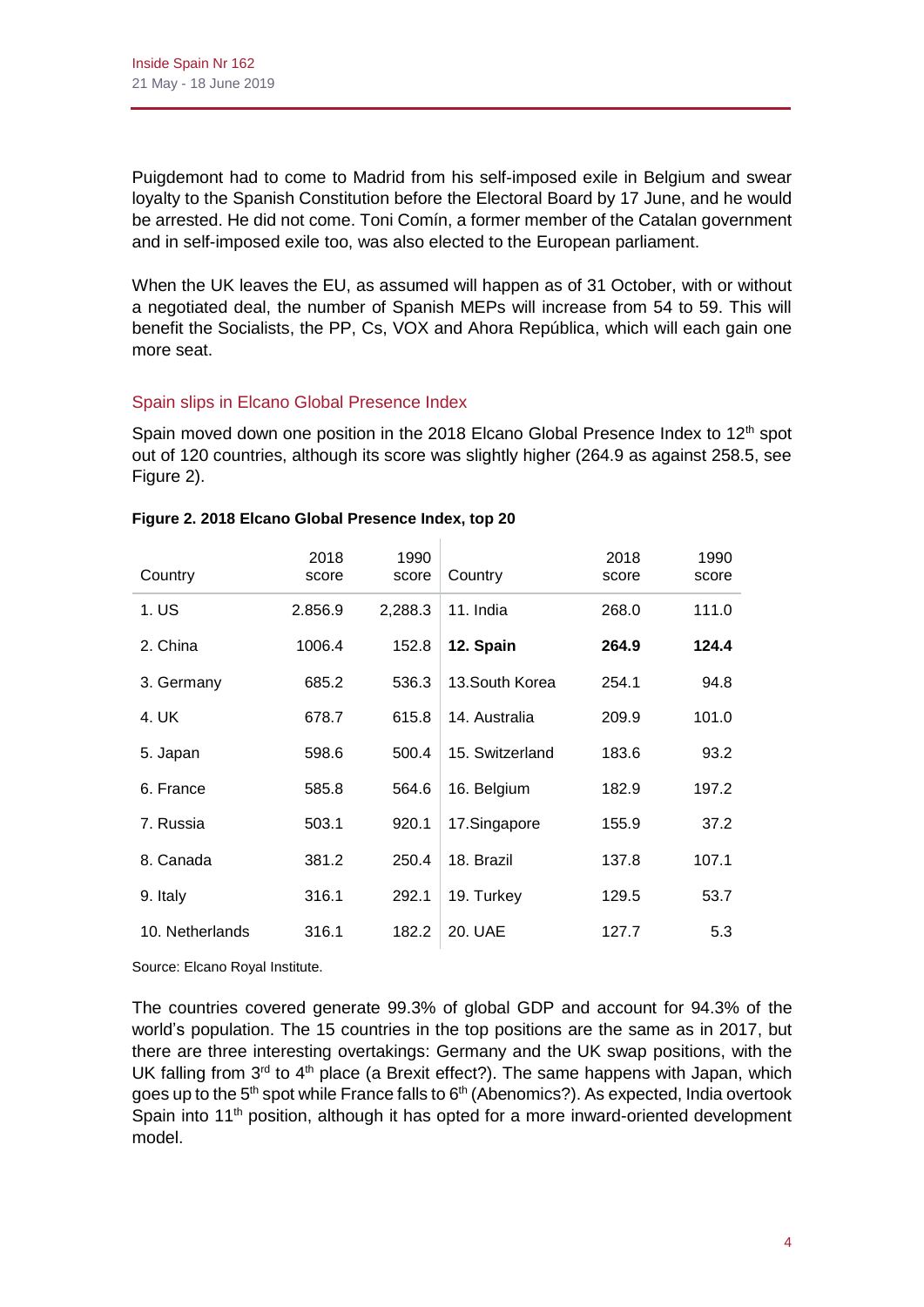Puigdemont had to come to Madrid from his self-imposed exile in Belgium and swear loyalty to the Spanish Constitution before the Electoral Board by 17 June, and he would be arrested. He did not come. Toni Comín, a former member of the Catalan government and in self-imposed exile too, was also elected to the European parliament.

When the UK leaves the EU, as assumed will happen as of 31 October, with or without a negotiated deal, the number of Spanish MEPs will increase from 54 to 59. This will benefit the Socialists, the PP, Cs, VOX and Ahora República, which will each gain one more seat.

## Spain slips in Elcano Global Presence Index

Spain moved down one position in the 2018 Elcano Global Presence Index to 12th spot out of 120 countries, although its score was slightly higher (264.9 as against 258.5, see Figure 2).

**Figure 2. 2018 Elcano Global Presence Index, top 20**

| Country | 2018 score | 1990 score | Country | 2018 score | 1990 score |
|---|---|---|---|---|---|
| 1. US | 2.856.9 | 2,288.3 | 11. India | 268.0 | 111.0 |
| 2. China | 1006.4 | 152.8 | **12. Spain** | **264.9** | **124.4** |
| 3. Germany | 685.2 | 536.3 | 13.South Korea | 254.1 | 94.8 |
| 4. UK | 678.7 | 615.8 | 14. Australia | 209.9 | 101.0 |
| 5. Japan | 598.6 | 500.4 | 15. Switzerland | 183.6 | 93.2 |
| 6. France | 585.8 | 564.6 | 16. Belgium | 182.9 | 197.2 |
| 7. Russia | 503.1 | 920.1 | 17.Singapore | 155.9 | 37.2 |
| 8. Canada | 381.2 | 250.4 | 18. Brazil | 137.8 | 107.1 |
| 9. Italy | 316.1 | 292.1 | 19. Turkey | 129.5 | 53.7 |
| 10. Netherlands | 316.1 | 182.2 | 20. UAE | 127.7 | 5.3 |

Source: Elcano Royal Institute.

The countries covered generate 99.3% of global GDP and account for 94.3% of the world's population. The 15 countries in the top positions are the same as in 2017, but there are three interesting overtakings: Germany and the UK swap positions, with the UK falling from 3rd to 4th place (a Brexit effect?). The same happens with Japan, which goes up to the 5th spot while France falls to 6th (Abenomics?). As expected, India overtook Spain into 11th position, although it has opted for a more inward-oriented development model.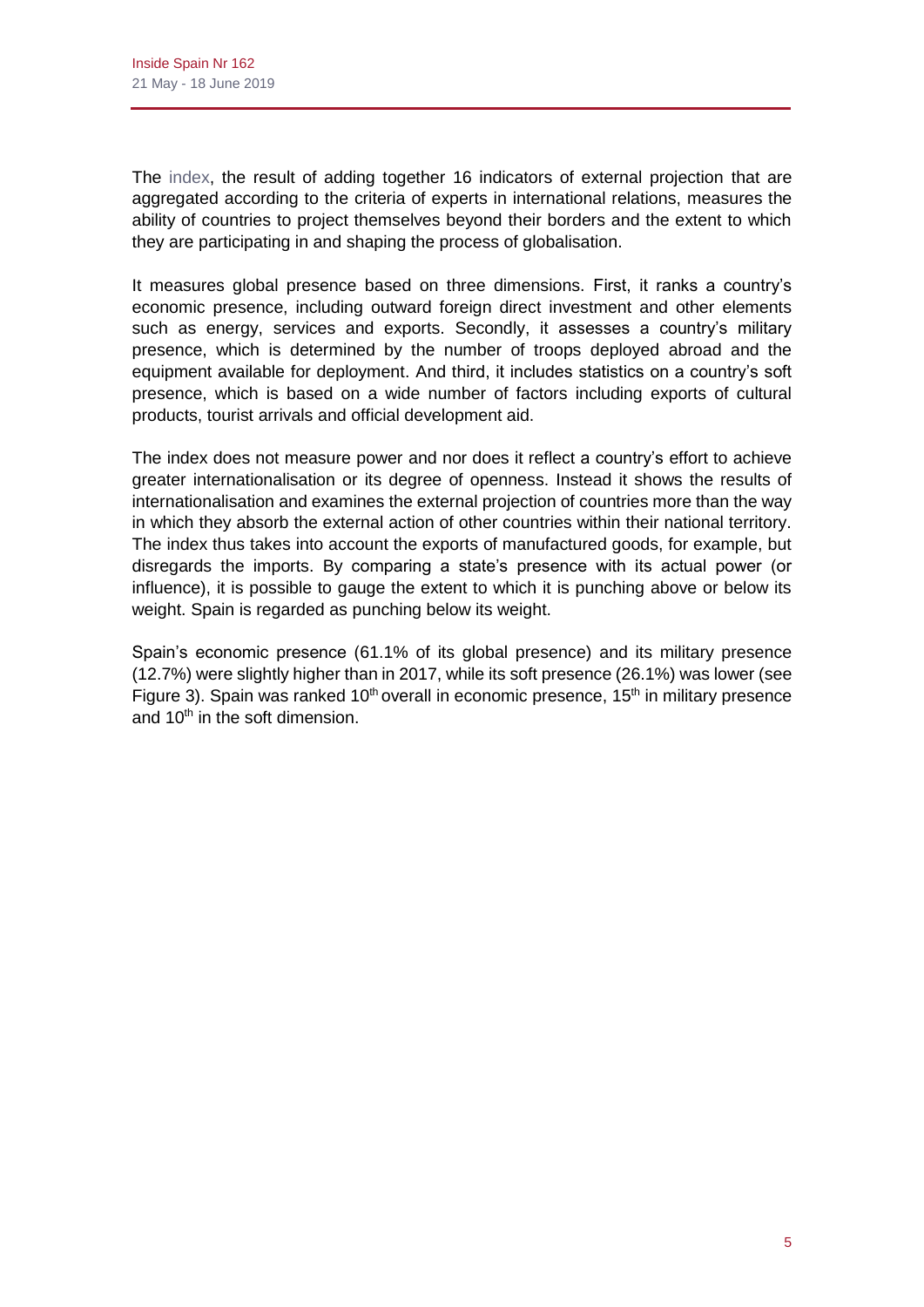The index, the result of adding together 16 indicators of external projection that are aggregated according to the criteria of experts in international relations, measures the ability of countries to project themselves beyond their borders and the extent to which they are participating in and shaping the process of globalisation.

It measures global presence based on three dimensions. First, it ranks a country's economic presence, including outward foreign direct investment and other elements such as energy, services and exports. Secondly, it assesses a country's military presence, which is determined by the number of troops deployed abroad and the equipment available for deployment. And third, it includes statistics on a country's soft presence, which is based on a wide number of factors including exports of cultural products, tourist arrivals and official development aid.

The index does not measure power and nor does it reflect a country's effort to achieve greater internationalisation or its degree of openness. Instead it shows the results of internationalisation and examines the external projection of countries more than the way in which they absorb the external action of other countries within their national territory. The index thus takes into account the exports of manufactured goods, for example, but disregards the imports. By comparing a state's presence with its actual power (or influence), it is possible to gauge the extent to which it is punching above or below its weight. Spain is regarded as punching below its weight.

Spain's economic presence (61.1% of its global presence) and its military presence (12.7%) were slightly higher than in 2017, while its soft presence (26.1%) was lower (see Figure 3). Spain was ranked 10th overall in economic presence, 15th in military presence and 10th in the soft dimension.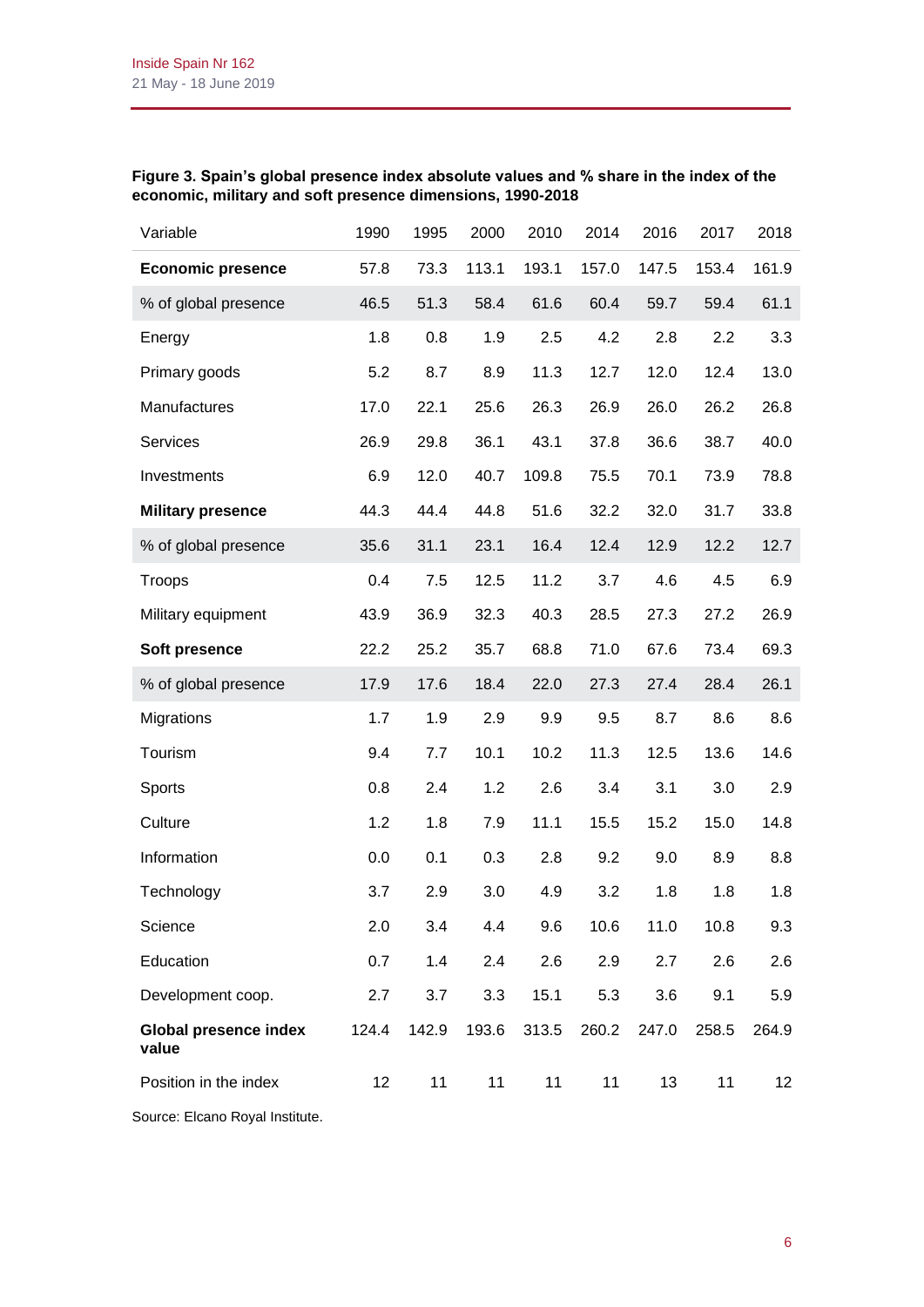**Figure 3. Spain's global presence index absolute values and % share in the index of the economic, military and soft presence dimensions, 1990-2018**

| Variable | 1990 | 1995 | 2000 | 2010 | 2014 | 2016 | 2017 | 2018 |
|---|---|---|---|---|---|---|---|---|
| **Economic presence** | 57.8 | 73.3 | 113.1 | 193.1 | 157.0 | 147.5 | 153.4 | 161.9 |
| % of global presence | 46.5 | 51.3 | 58.4 | 61.6 | 60.4 | 59.7 | 59.4 | 61.1 |
| Energy | 1.8 | 0.8 | 1.9 | 2.5 | 4.2 | 2.8 | 2.2 | 3.3 |
| Primary goods | 5.2 | 8.7 | 8.9 | 11.3 | 12.7 | 12.0 | 12.4 | 13.0 |
| Manufactures | 17.0 | 22.1 | 25.6 | 26.3 | 26.9 | 26.0 | 26.2 | 26.8 |
| Services | 26.9 | 29.8 | 36.1 | 43.1 | 37.8 | 36.6 | 38.7 | 40.0 |
| Investments | 6.9 | 12.0 | 40.7 | 109.8 | 75.5 | 70.1 | 73.9 | 78.8 |
| **Military presence** | 44.3 | 44.4 | 44.8 | 51.6 | 32.2 | 32.0 | 31.7 | 33.8 |
| % of global presence | 35.6 | 31.1 | 23.1 | 16.4 | 12.4 | 12.9 | 12.2 | 12.7 |
| Troops | 0.4 | 7.5 | 12.5 | 11.2 | 3.7 | 4.6 | 4.5 | 6.9 |
| Military equipment | 43.9 | 36.9 | 32.3 | 40.3 | 28.5 | 27.3 | 27.2 | 26.9 |
| **Soft presence** | 22.2 | 25.2 | 35.7 | 68.8 | 71.0 | 67.6 | 73.4 | 69.3 |
| % of global presence | 17.9 | 17.6 | 18.4 | 22.0 | 27.3 | 27.4 | 28.4 | 26.1 |
| Migrations | 1.7 | 1.9 | 2.9 | 9.9 | 9.5 | 8.7 | 8.6 | 8.6 |
| Tourism | 9.4 | 7.7 | 10.1 | 10.2 | 11.3 | 12.5 | 13.6 | 14.6 |
| Sports | 0.8 | 2.4 | 1.2 | 2.6 | 3.4 | 3.1 | 3.0 | 2.9 |
| Culture | 1.2 | 1.8 | 7.9 | 11.1 | 15.5 | 15.2 | 15.0 | 14.8 |
| Information | 0.0 | 0.1 | 0.3 | 2.8 | 9.2 | 9.0 | 8.9 | 8.8 |
| Technology | 3.7 | 2.9 | 3.0 | 4.9 | 3.2 | 1.8 | 1.8 | 1.8 |
| Science | 2.0 | 3.4 | 4.4 | 9.6 | 10.6 | 11.0 | 10.8 | 9.3 |
| Education | 0.7 | 1.4 | 2.4 | 2.6 | 2.9 | 2.7 | 2.6 | 2.6 |
| Development coop. | 2.7 | 3.7 | 3.3 | 15.1 | 5.3 | 3.6 | 9.1 | 5.9 |
| **Global presence index value** | 124.4 | 142.9 | 193.6 | 313.5 | 260.2 | 247.0 | 258.5 | 264.9 |
| Position in the index | 12 | 11 | 11 | 11 | 11 | 13 | 11 | 12 |

Source: Elcano Royal Institute.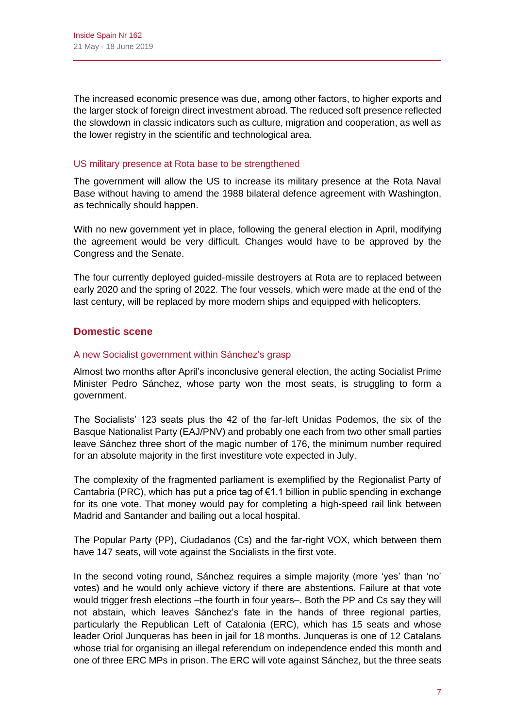The increased economic presence was due, among other factors, to higher exports and the larger stock of foreign direct investment abroad. The reduced soft presence reflected the slowdown in classic indicators such as culture, migration and cooperation, as well as the lower registry in the scientific and technological area.

### US military presence at Rota base to be strengthened

The government will allow the US to increase its military presence at the Rota Naval Base without having to amend the 1988 bilateral defence agreement with Washington, as technically should happen.

With no new government yet in place, following the general election in April, modifying the agreement would be very difficult. Changes would have to be approved by the Congress and the Senate.

The four currently deployed guided-missile destroyers at Rota are to replaced between early 2020 and the spring of 2022. The four vessels, which were made at the end of the last century, will be replaced by more modern ships and equipped with helicopters.

## Domestic scene

### A new Socialist government within Sánchez's grasp

Almost two months after April's inconclusive general election, the acting Socialist Prime Minister Pedro Sánchez, whose party won the most seats, is struggling to form a government.

The Socialists' 123 seats plus the 42 of the far-left Unidas Podemos, the six of the Basque Nationalist Party (EAJ/PNV) and probably one each from two other small parties leave Sánchez three short of the magic number of 176, the minimum number required for an absolute majority in the first investiture vote expected in July.

The complexity of the fragmented parliament is exemplified by the Regionalist Party of Cantabria (PRC), which has put a price tag of €1.1 billion in public spending in exchange for its one vote. That money would pay for completing a high-speed rail link between Madrid and Santander and bailing out a local hospital.

The Popular Party (PP), Ciudadanos (Cs) and the far-right VOX, which between them have 147 seats, will vote against the Socialists in the first vote.

In the second voting round, Sánchez requires a simple majority (more 'yes' than 'no' votes) and he would only achieve victory if there are abstentions. Failure at that vote would trigger fresh elections –the fourth in four years–. Both the PP and Cs say they will not abstain, which leaves Sánchez's fate in the hands of three regional parties, particularly the Republican Left of Catalonia (ERC), which has 15 seats and whose leader Oriol Junqueras has been in jail for 18 months. Junqueras is one of 12 Catalans whose trial for organising an illegal referendum on independence ended this month and one of three ERC MPs in prison. The ERC will vote against Sánchez, but the three seats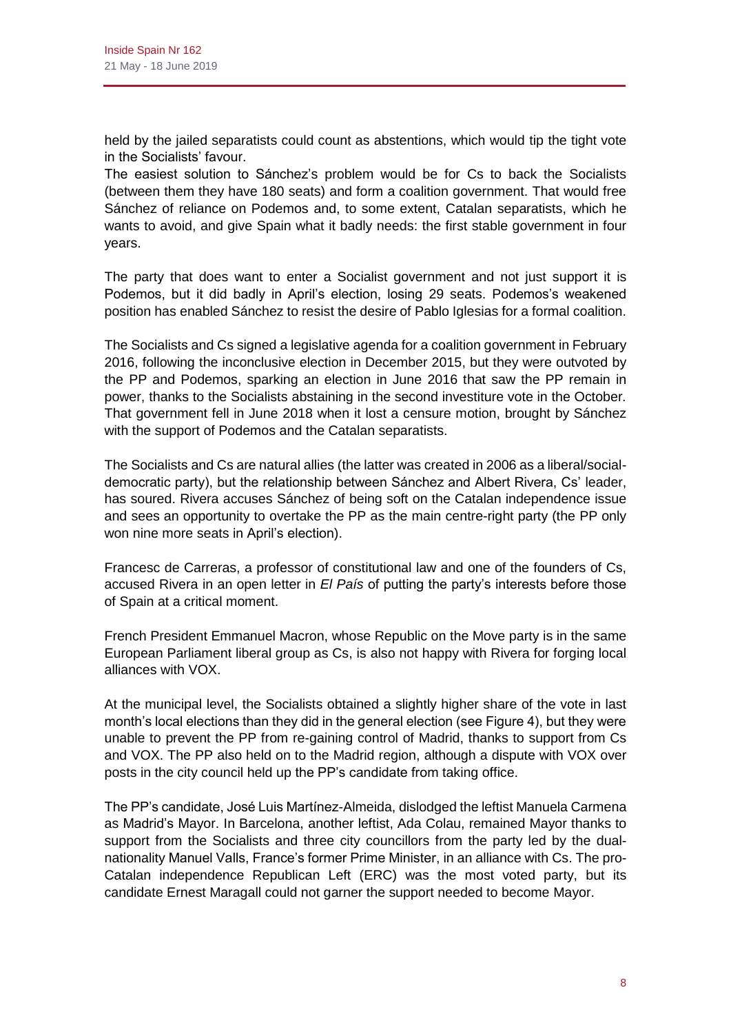held by the jailed separatists could count as abstentions, which would tip the tight vote in the Socialists' favour.
The easiest solution to Sánchez's problem would be for Cs to back the Socialists (between them they have 180 seats) and form a coalition government. That would free Sánchez of reliance on Podemos and, to some extent, Catalan separatists, which he wants to avoid, and give Spain what it badly needs: the first stable government in four years.

The party that does want to enter a Socialist government and not just support it is Podemos, but it did badly in April's election, losing 29 seats. Podemos's weakened position has enabled Sánchez to resist the desire of Pablo Iglesias for a formal coalition.

The Socialists and Cs signed a legislative agenda for a coalition government in February 2016, following the inconclusive election in December 2015, but they were outvoted by the PP and Podemos, sparking an election in June 2016 that saw the PP remain in power, thanks to the Socialists abstaining in the second investiture vote in the October. That government fell in June 2018 when it lost a censure motion, brought by Sánchez with the support of Podemos and the Catalan separatists.

The Socialists and Cs are natural allies (the latter was created in 2006 as a liberal/social-democratic party), but the relationship between Sánchez and Albert Rivera, Cs' leader, has soured. Rivera accuses Sánchez of being soft on the Catalan independence issue and sees an opportunity to overtake the PP as the main centre-right party (the PP only won nine more seats in April's election).

Francesc de Carreras, a professor of constitutional law and one of the founders of Cs, accused Rivera in an open letter in *El País* of putting the party's interests before those of Spain at a critical moment.

French President Emmanuel Macron, whose Republic on the Move party is in the same European Parliament liberal group as Cs, is also not happy with Rivera for forging local alliances with VOX.

At the municipal level, the Socialists obtained a slightly higher share of the vote in last month's local elections than they did in the general election (see Figure 4), but they were unable to prevent the PP from re-gaining control of Madrid, thanks to support from Cs and VOX. The PP also held on to the Madrid region, although a dispute with VOX over posts in the city council held up the PP's candidate from taking office.

The PP's candidate, José Luis Martínez-Almeida, dislodged the leftist Manuela Carmena as Madrid's Mayor. In Barcelona, another leftist, Ada Colau, remained Mayor thanks to support from the Socialists and three city councillors from the party led by the dual-nationality Manuel Valls, France's former Prime Minister, in an alliance with Cs. The pro-Catalan independence Republican Left (ERC) was the most voted party, but its candidate Ernest Maragall could not garner the support needed to become Mayor.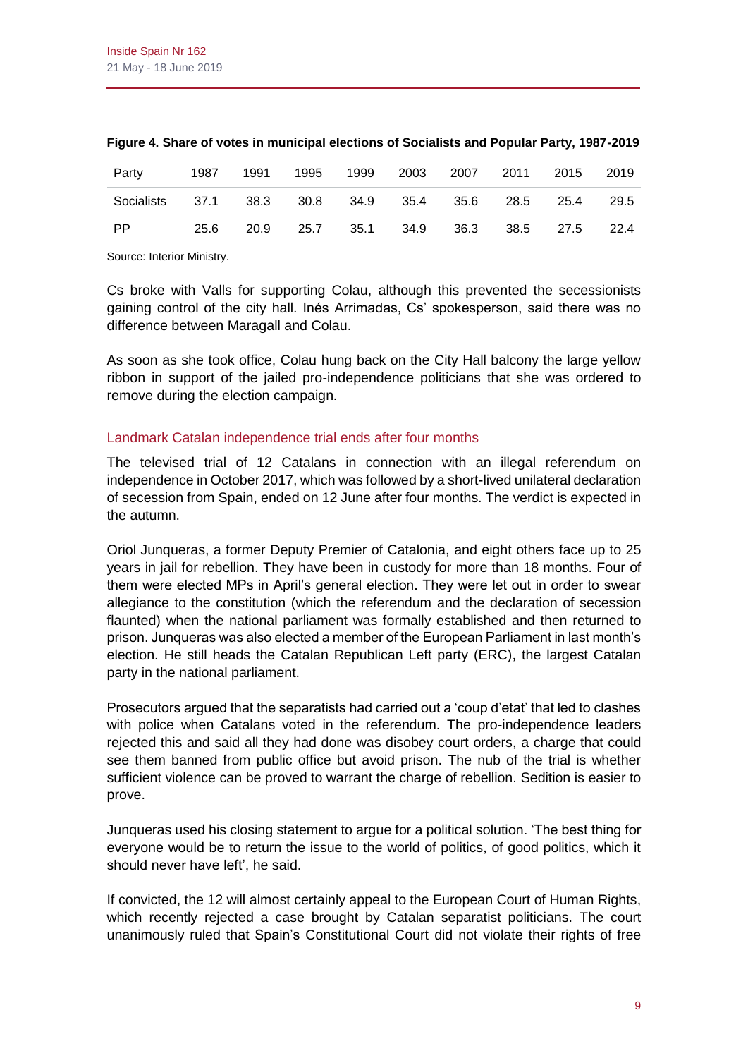**Figure 4. Share of votes in municipal elections of Socialists and Popular Party, 1987-2019**

| Party | 1987 | 1991 | 1995 | 1999 | 2003 | 2007 | 2011 | 2015 | 2019 |
|---|---|---|---|---|---|---|---|---|---|
| Socialists | 37.1 | 38.3 | 30.8 | 34.9 | 35.4 | 35.6 | 28.5 | 25.4 | 29.5 |
| PP | 25.6 | 20.9 | 25.7 | 35.1 | 34.9 | 36.3 | 38.5 | 27.5 | 22.4 |

Source: Interior Ministry.

Cs broke with Valls for supporting Colau, although this prevented the secessionists gaining control of the city hall. Inés Arrimadas, Cs' spokesperson, said there was no difference between Maragall and Colau.

As soon as she took office, Colau hung back on the City Hall balcony the large yellow ribbon in support of the jailed pro-independence politicians that she was ordered to remove during the election campaign.

## Landmark Catalan independence trial ends after four months

The televised trial of 12 Catalans in connection with an illegal referendum on independence in October 2017, which was followed by a short-lived unilateral declaration of secession from Spain, ended on 12 June after four months. The verdict is expected in the autumn.

Oriol Junqueras, a former Deputy Premier of Catalonia, and eight others face up to 25 years in jail for rebellion. They have been in custody for more than 18 months. Four of them were elected MPs in April's general election. They were let out in order to swear allegiance to the constitution (which the referendum and the declaration of secession flaunted) when the national parliament was formally established and then returned to prison. Junqueras was also elected a member of the European Parliament in last month's election. He still heads the Catalan Republican Left party (ERC), the largest Catalan party in the national parliament.

Prosecutors argued that the separatists had carried out a 'coup d'etat' that led to clashes with police when Catalans voted in the referendum. The pro-independence leaders rejected this and said all they had done was disobey court orders, a charge that could see them banned from public office but avoid prison. The nub of the trial is whether sufficient violence can be proved to warrant the charge of rebellion. Sedition is easier to prove.

Junqueras used his closing statement to argue for a political solution. 'The best thing for everyone would be to return the issue to the world of politics, of good politics, which it should never have left', he said.

If convicted, the 12 will almost certainly appeal to the European Court of Human Rights, which recently rejected a case brought by Catalan separatist politicians. The court unanimously ruled that Spain's Constitutional Court did not violate their rights of free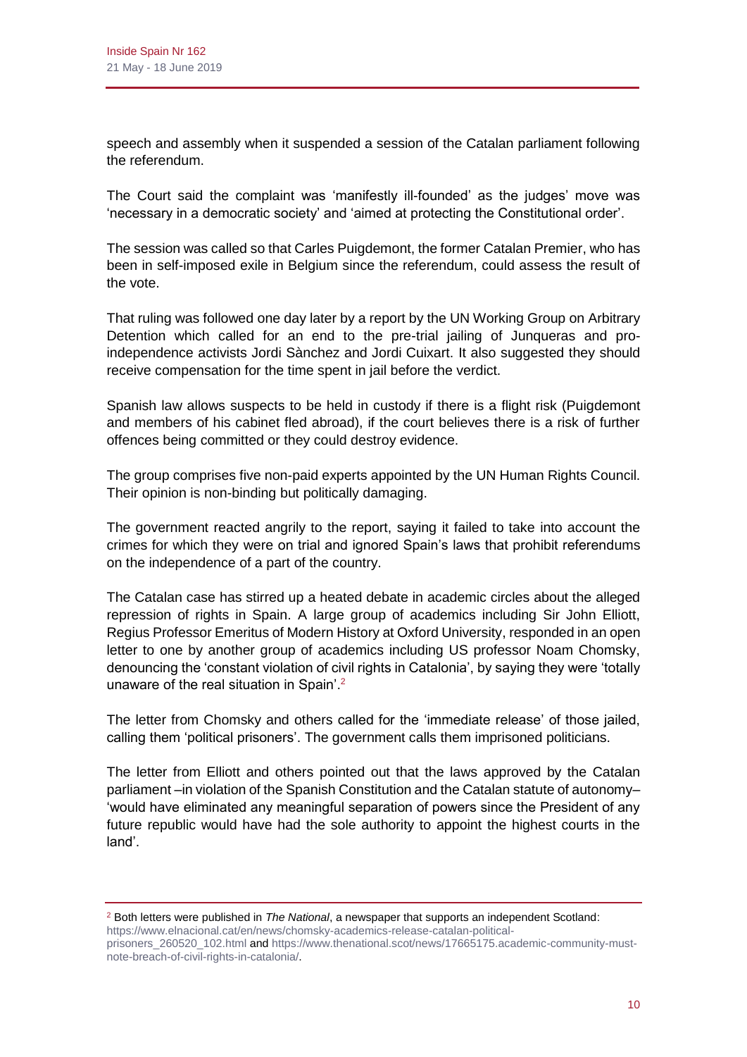speech and assembly when it suspended a session of the Catalan parliament following the referendum.

The Court said the complaint was 'manifestly ill-founded' as the judges' move was 'necessary in a democratic society' and 'aimed at protecting the Constitutional order'.

The session was called so that Carles Puigdemont, the former Catalan Premier, who has been in self-imposed exile in Belgium since the referendum, could assess the result of the vote.

That ruling was followed one day later by a report by the UN Working Group on Arbitrary Detention which called for an end to the pre-trial jailing of Junqueras and pro-independence activists Jordi Sànchez and Jordi Cuixart. It also suggested they should receive compensation for the time spent in jail before the verdict.

Spanish law allows suspects to be held in custody if there is a flight risk (Puigdemont and members of his cabinet fled abroad), if the court believes there is a risk of further offences being committed or they could destroy evidence.

The group comprises five non-paid experts appointed by the UN Human Rights Council. Their opinion is non-binding but politically damaging.

The government reacted angrily to the report, saying it failed to take into account the crimes for which they were on trial and ignored Spain's laws that prohibit referendums on the independence of a part of the country.

The Catalan case has stirred up a heated debate in academic circles about the alleged repression of rights in Spain. A large group of academics including Sir John Elliott, Regius Professor Emeritus of Modern History at Oxford University, responded in an open letter to one by another group of academics including US professor Noam Chomsky, denouncing the 'constant violation of civil rights in Catalonia', by saying they were 'totally unaware of the real situation in Spain'.[2]

The letter from Chomsky and others called for the 'immediate release' of those jailed, calling them 'political prisoners'. The government calls them imprisoned politicians.

The letter from Elliott and others pointed out that the laws approved by the Catalan parliament –in violation of the Spanish Constitution and the Catalan statute of autonomy– 'would have eliminated any meaningful separation of powers since the President of any future republic would have had the sole authority to appoint the highest courts in the land'.

---

[2] Both letters were published in *The National*, a newspaper that supports an independent Scotland: https://www.elnacional.cat/en/news/chomsky-academics-release-catalan-political-prisoners_260520_102.html and https://www.thenational.scot/news/17665175.academic-community-must-note-breach-of-civil-rights-in-catalonia/.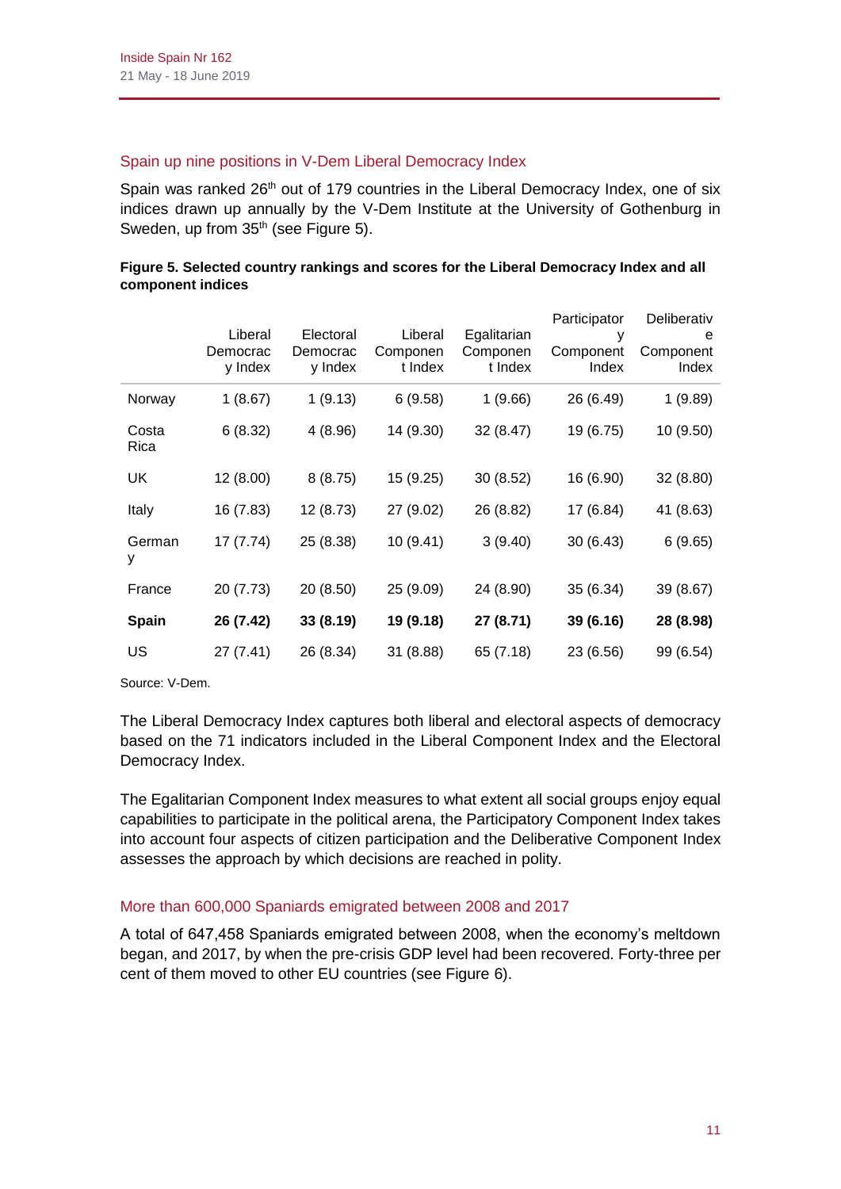## Spain up nine positions in V-Dem Liberal Democracy Index

Spain was ranked 26th out of 179 countries in the Liberal Democracy Index, one of six indices drawn up annually by the V-Dem Institute at the University of Gothenburg in Sweden, up from 35th (see Figure 5).

**Figure 5. Selected country rankings and scores for the Liberal Democracy Index and all component indices**

| | Liberal Democracy Index | Electoral Democracy Index | Liberal Component Index | Egalitarian Component Index | Participatory Component Index | Deliberative Component Index |
|---|---|---|---|---|---|---|
| Norway | 1 (8.67) | 1 (9.13) | 6 (9.58) | 1 (9.66) | 26 (6.49) | 1 (9.89) |
| Costa Rica | 6 (8.32) | 4 (8.96) | 14 (9.30) | 32 (8.47) | 19 (6.75) | 10 (9.50) |
| UK | 12 (8.00) | 8 (8.75) | 15 (9.25) | 30 (8.52) | 16 (6.90) | 32 (8.80) |
| Italy | 16 (7.83) | 12 (8.73) | 27 (9.02) | 26 (8.82) | 17 (6.84) | 41 (8.63) |
| Germany | 17 (7.74) | 25 (8.38) | 10 (9.41) | 3 (9.40) | 30 (6.43) | 6 (9.65) |
| France | 20 (7.73) | 20 (8.50) | 25 (9.09) | 24 (8.90) | 35 (6.34) | 39 (8.67) |
| **Spain** | **26 (7.42)** | **33 (8.19)** | **19 (9.18)** | **27 (8.71)** | **39 (6.16)** | **28 (8.98)** |
| US | 27 (7.41) | 26 (8.34) | 31 (8.88) | 65 (7.18) | 23 (6.56) | 99 (6.54) |

Source: V-Dem.

The Liberal Democracy Index captures both liberal and electoral aspects of democracy based on the 71 indicators included in the Liberal Component Index and the Electoral Democracy Index.

The Egalitarian Component Index measures to what extent all social groups enjoy equal capabilities to participate in the political arena, the Participatory Component Index takes into account four aspects of citizen participation and the Deliberative Component Index assesses the approach by which decisions are reached in polity.

## More than 600,000 Spaniards emigrated between 2008 and 2017

A total of 647,458 Spaniards emigrated between 2008, when the economy's meltdown began, and 2017, by when the pre-crisis GDP level had been recovered. Forty-three per cent of them moved to other EU countries (see Figure 6).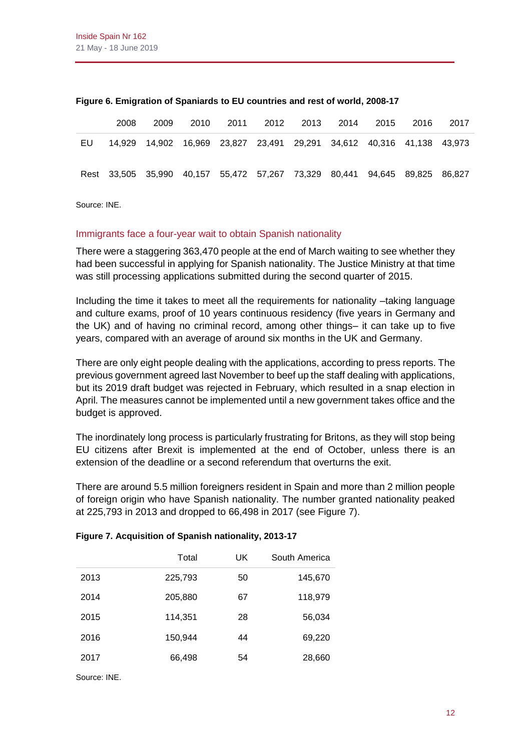**Figure 6. Emigration of Spaniards to EU countries and rest of world, 2008-17**

| | 2008 | 2009 | 2010 | 2011 | 2012 | 2013 | 2014 | 2015 | 2016 | 2017 |
|---|---|---|---|---|---|---|---|---|---|---|
| EU | 14,929 | 14,902 | 16,969 | 23,827 | 23,491 | 29,291 | 34,612 | 40,316 | 41,138 | 43,973 |
| Rest | 33,505 | 35,990 | 40,157 | 55,472 | 57,267 | 73,329 | 80,441 | 94,645 | 89,825 | 86,827 |

Source: INE.

## Immigrants face a four-year wait to obtain Spanish nationality

There were a staggering 363,470 people at the end of March waiting to see whether they had been successful in applying for Spanish nationality. The Justice Ministry at that time was still processing applications submitted during the second quarter of 2015.

Including the time it takes to meet all the requirements for nationality –taking language and culture exams, proof of 10 years continuous residency (five years in Germany and the UK) and of having no criminal record, among other things– it can take up to five years, compared with an average of around six months in the UK and Germany.

There are only eight people dealing with the applications, according to press reports. The previous government agreed last November to beef up the staff dealing with applications, but its 2019 draft budget was rejected in February, which resulted in a snap election in April. The measures cannot be implemented until a new government takes office and the budget is approved.

The inordinately long process is particularly frustrating for Britons, as they will stop being EU citizens after Brexit is implemented at the end of October, unless there is an extension of the deadline or a second referendum that overturns the exit.

There are around 5.5 million foreigners resident in Spain and more than 2 million people of foreign origin who have Spanish nationality. The number granted nationality peaked at 225,793 in 2013 and dropped to 66,498 in 2017 (see Figure 7).

**Figure 7. Acquisition of Spanish nationality, 2013-17**

| | Total | UK | South America |
|---|---|---|---|
| 2013 | 225,793 | 50 | 145,670 |
| 2014 | 205,880 | 67 | 118,979 |
| 2015 | 114,351 | 28 | 56,034 |
| 2016 | 150,944 | 44 | 69,220 |
| 2017 | 66,498 | 54 | 28,660 |

Source: INE.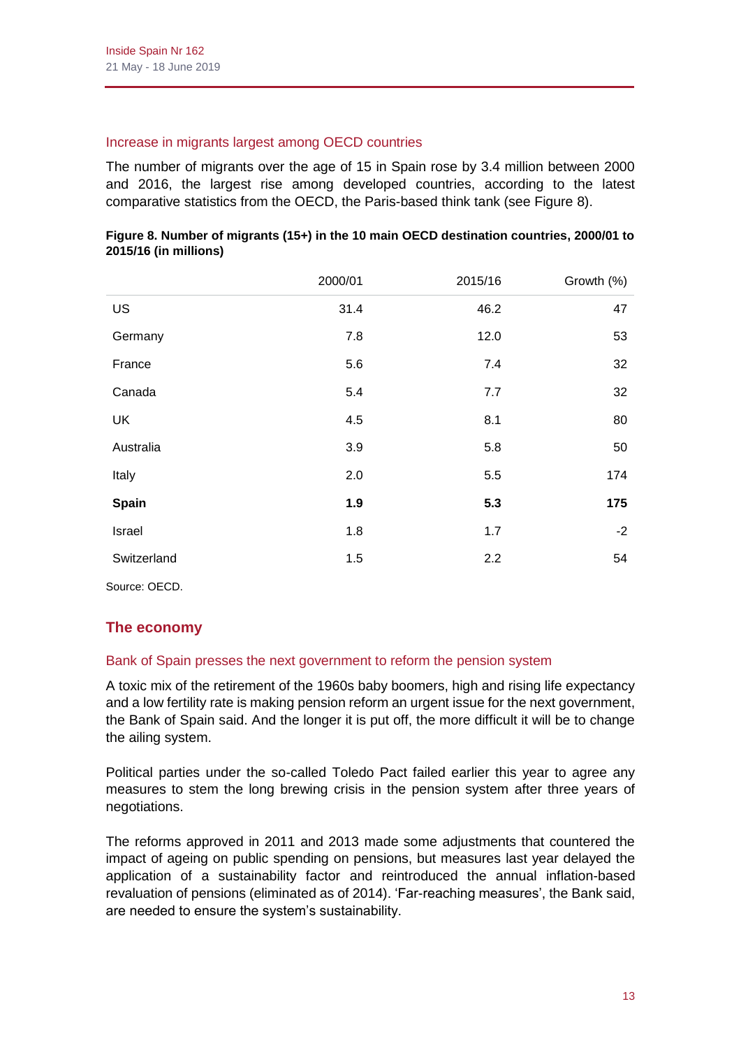### Increase in migrants largest among OECD countries

The number of migrants over the age of 15 in Spain rose by 3.4 million between 2000 and 2016, the largest rise among developed countries, according to the latest comparative statistics from the OECD, the Paris-based think tank (see Figure 8).

**Figure 8. Number of migrants (15+) in the 10 main OECD destination countries, 2000/01 to 2015/16 (in millions)**

| | 2000/01 | 2015/16 | Growth (%) |
|---|---|---|---|
| US | 31.4 | 46.2 | 47 |
| Germany | 7.8 | 12.0 | 53 |
| France | 5.6 | 7.4 | 32 |
| Canada | 5.4 | 7.7 | 32 |
| UK | 4.5 | 8.1 | 80 |
| Australia | 3.9 | 5.8 | 50 |
| Italy | 2.0 | 5.5 | 174 |
| **Spain** | **1.9** | **5.3** | **175** |
| Israel | 1.8 | 1.7 | -2 |
| Switzerland | 1.5 | 2.2 | 54 |

Source: OECD.

## The economy

### Bank of Spain presses the next government to reform the pension system

A toxic mix of the retirement of the 1960s baby boomers, high and rising life expectancy and a low fertility rate is making pension reform an urgent issue for the next government, the Bank of Spain said. And the longer it is put off, the more difficult it will be to change the ailing system.

Political parties under the so-called Toledo Pact failed earlier this year to agree any measures to stem the long brewing crisis in the pension system after three years of negotiations.

The reforms approved in 2011 and 2013 made some adjustments that countered the impact of ageing on public spending on pensions, but measures last year delayed the application of a sustainability factor and reintroduced the annual inflation-based revaluation of pensions (eliminated as of 2014). 'Far-reaching measures', the Bank said, are needed to ensure the system's sustainability.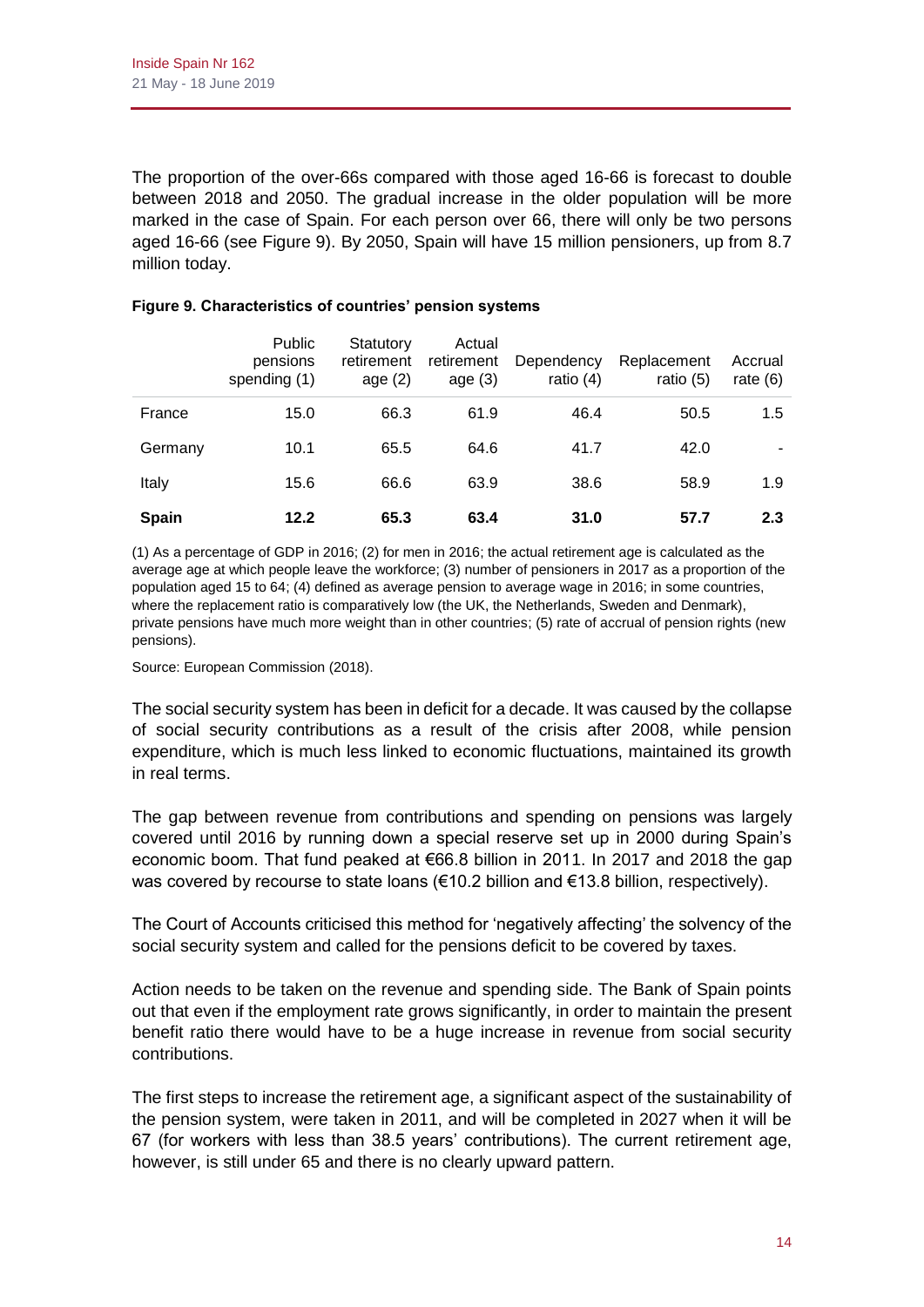The proportion of the over-66s compared with those aged 16-66 is forecast to double between 2018 and 2050. The gradual increase in the older population will be more marked in the case of Spain. For each person over 66, there will only be two persons aged 16-66 (see Figure 9). By 2050, Spain will have 15 million pensioners, up from 8.7 million today.

**Figure 9. Characteristics of countries' pension systems**

| | Public pensions spending (1) | Statutory retirement age (2) | Actual retirement age (3) | Dependency ratio (4) | Replacement ratio (5) | Accrual rate (6) |
|---|---|---|---|---|---|---|
| France | 15.0 | 66.3 | 61.9 | 46.4 | 50.5 | 1.5 |
| Germany | 10.1 | 65.5 | 64.6 | 41.7 | 42.0 | - |
| Italy | 15.6 | 66.6 | 63.9 | 38.6 | 58.9 | 1.9 |
| **Spain** | **12.2** | **65.3** | **63.4** | **31.0** | **57.7** | **2.3** |

(1) As a percentage of GDP in 2016; (2) for men in 2016; the actual retirement age is calculated as the average age at which people leave the workforce; (3) number of pensioners in 2017 as a proportion of the population aged 15 to 64; (4) defined as average pension to average wage in 2016; in some countries, where the replacement ratio is comparatively low (the UK, the Netherlands, Sweden and Denmark), private pensions have much more weight than in other countries; (5) rate of accrual of pension rights (new pensions).

Source: European Commission (2018).

The social security system has been in deficit for a decade. It was caused by the collapse of social security contributions as a result of the crisis after 2008, while pension expenditure, which is much less linked to economic fluctuations, maintained its growth in real terms.

The gap between revenue from contributions and spending on pensions was largely covered until 2016 by running down a special reserve set up in 2000 during Spain's economic boom. That fund peaked at €66.8 billion in 2011. In 2017 and 2018 the gap was covered by recourse to state loans (€10.2 billion and €13.8 billion, respectively).

The Court of Accounts criticised this method for 'negatively affecting' the solvency of the social security system and called for the pensions deficit to be covered by taxes.

Action needs to be taken on the revenue and spending side. The Bank of Spain points out that even if the employment rate grows significantly, in order to maintain the present benefit ratio there would have to be a huge increase in revenue from social security contributions.

The first steps to increase the retirement age, a significant aspect of the sustainability of the pension system, were taken in 2011, and will be completed in 2027 when it will be 67 (for workers with less than 38.5 years' contributions). The current retirement age, however, is still under 65 and there is no clearly upward pattern.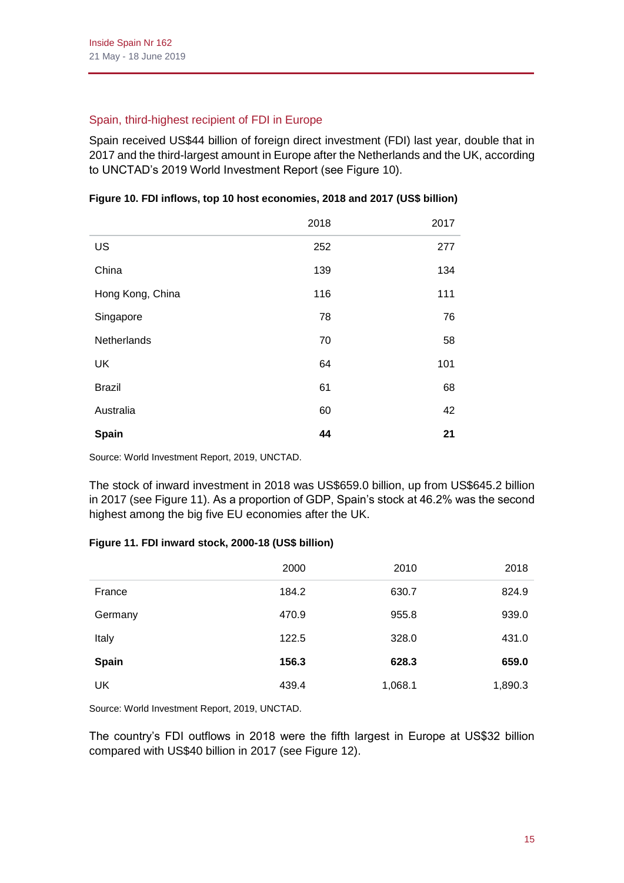## Spain, third-highest recipient of FDI in Europe

Spain received US$44 billion of foreign direct investment (FDI) last year, double that in 2017 and the third-largest amount in Europe after the Netherlands and the UK, according to UNCTAD's 2019 World Investment Report (see Figure 10).

**Figure 10. FDI inflows, top 10 host economies, 2018 and 2017 (US$ billion)**

| | 2018 | 2017 |
|---|---|---|
| US | 252 | 277 |
| China | 139 | 134 |
| Hong Kong, China | 116 | 111 |
| Singapore | 78 | 76 |
| Netherlands | 70 | 58 |
| UK | 64 | 101 |
| Brazil | 61 | 68 |
| Australia | 60 | 42 |
| **Spain** | **44** | **21** |

Source: World Investment Report, 2019, UNCTAD.

The stock of inward investment in 2018 was US$659.0 billion, up from US$645.2 billion in 2017 (see Figure 11). As a proportion of GDP, Spain's stock at 46.2% was the second highest among the big five EU economies after the UK.

**Figure 11. FDI inward stock, 2000-18 (US$ billion)**

| | 2000 | 2010 | 2018 |
|---|---|---|---|
| France | 184.2 | 630.7 | 824.9 |
| Germany | 470.9 | 955.8 | 939.0 |
| Italy | 122.5 | 328.0 | 431.0 |
| **Spain** | **156.3** | **628.3** | **659.0** |
| UK | 439.4 | 1,068.1 | 1,890.3 |

Source: World Investment Report, 2019, UNCTAD.

The country's FDI outflows in 2018 were the fifth largest in Europe at US$32 billion compared with US$40 billion in 2017 (see Figure 12).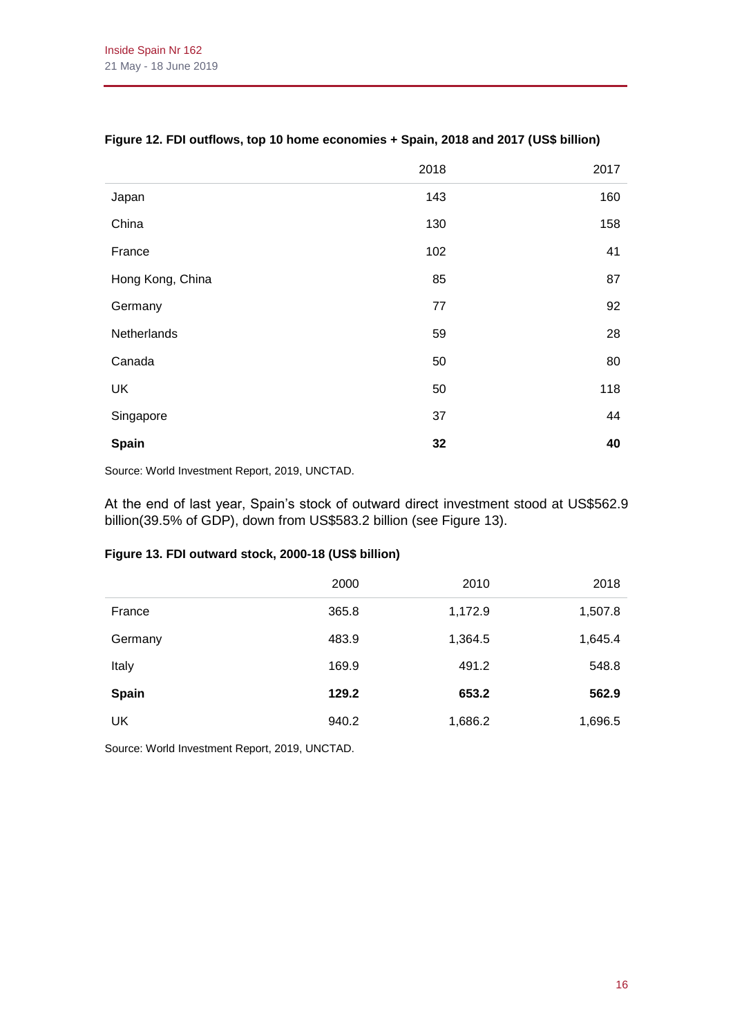**Figure 12. FDI outflows, top 10 home economies + Spain, 2018 and 2017 (US$ billion)**

| | 2018 | 2017 |
|---|---|---|
| Japan | 143 | 160 |
| China | 130 | 158 |
| France | 102 | 41 |
| Hong Kong, China | 85 | 87 |
| Germany | 77 | 92 |
| Netherlands | 59 | 28 |
| Canada | 50 | 80 |
| UK | 50 | 118 |
| Singapore | 37 | 44 |
| **Spain** | **32** | **40** |

Source: World Investment Report, 2019, UNCTAD.

At the end of last year, Spain's stock of outward direct investment stood at US$562.9 billion(39.5% of GDP), down from US$583.2 billion (see Figure 13).

**Figure 13. FDI outward stock, 2000-18 (US$ billion)**

| | 2000 | 2010 | 2018 |
|---|---|---|---|
| France | 365.8 | 1,172.9 | 1,507.8 |
| Germany | 483.9 | 1,364.5 | 1,645.4 |
| Italy | 169.9 | 491.2 | 548.8 |
| **Spain** | **129.2** | **653.2** | **562.9** |
| UK | 940.2 | 1,686.2 | 1,696.5 |

Source: World Investment Report, 2019, UNCTAD.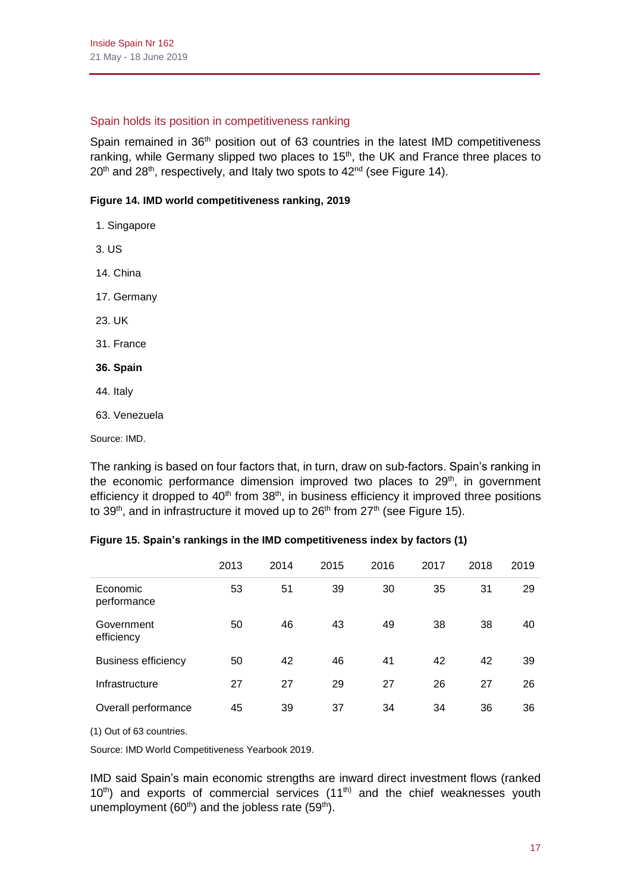## Spain holds its position in competitiveness ranking

Spain remained in 36th position out of 63 countries in the latest IMD competitiveness ranking, while Germany slipped two places to 15th, the UK and France three places to 20th and 28th, respectively, and Italy two spots to 42nd (see Figure 14).

**Figure 14. IMD world competitiveness ranking, 2019**

1. Singapore
3. US
14. China
17. Germany
23. UK
31. France
**36. Spain**
44. Italy
63. Venezuela

Source: IMD.

The ranking is based on four factors that, in turn, draw on sub-factors. Spain's ranking in the economic performance dimension improved two places to 29th, in government efficiency it dropped to 40th from 38th, in business efficiency it improved three positions to 39th, and in infrastructure it moved up to 26th from 27th (see Figure 15).

**Figure 15. Spain's rankings in the IMD competitiveness index by factors (1)**

| | 2013 | 2014 | 2015 | 2016 | 2017 | 2018 | 2019 |
|---|---|---|---|---|---|---|---|
| Economic performance | 53 | 51 | 39 | 30 | 35 | 31 | 29 |
| Government efficiency | 50 | 46 | 43 | 49 | 38 | 38 | 40 |
| Business efficiency | 50 | 42 | 46 | 41 | 42 | 42 | 39 |
| Infrastructure | 27 | 27 | 29 | 27 | 26 | 27 | 26 |
| Overall performance | 45 | 39 | 37 | 34 | 34 | 36 | 36 |

(1) Out of 63 countries.

Source: IMD World Competitiveness Yearbook 2019.

IMD said Spain's main economic strengths are inward direct investment flows (ranked 10th) and exports of commercial services (11th) and the chief weaknesses youth unemployment (60th) and the jobless rate (59th).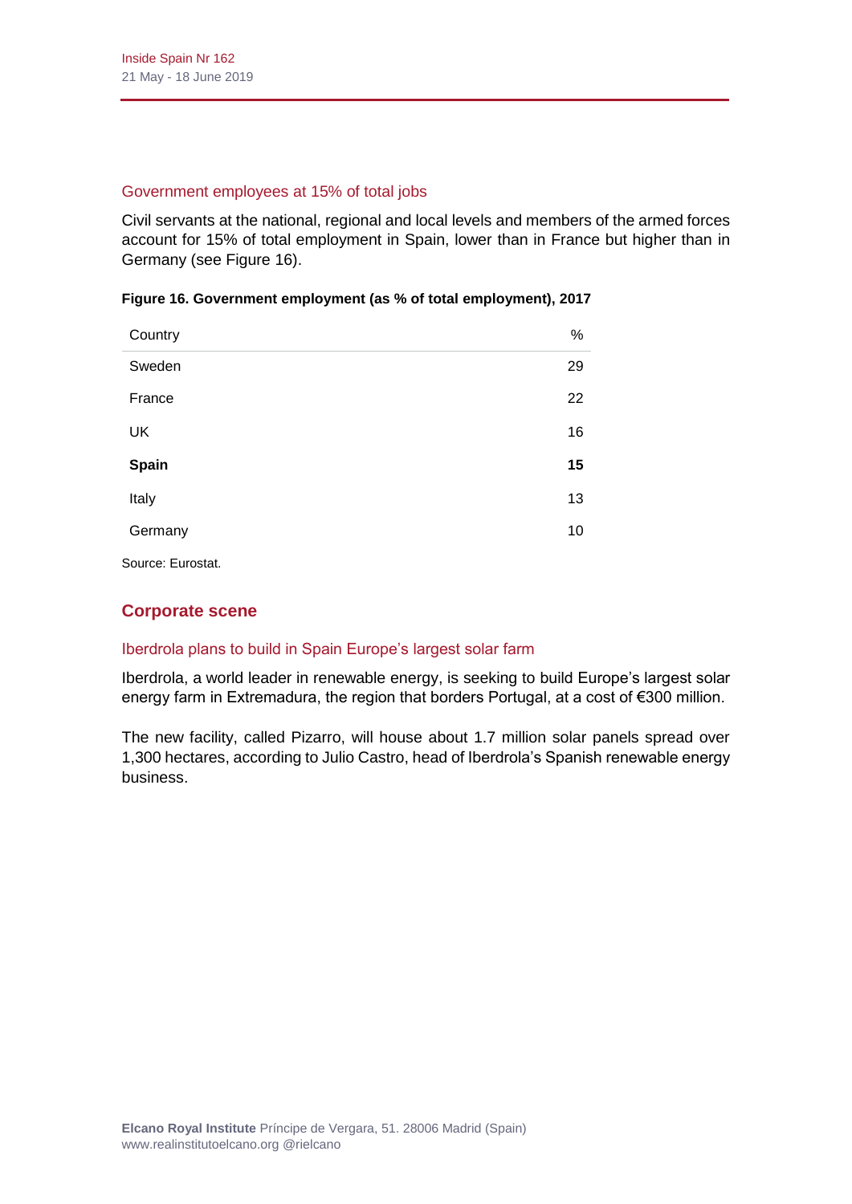### Government employees at 15% of total jobs

Civil servants at the national, regional and local levels and members of the armed forces account for 15% of total employment in Spain, lower than in France but higher than in Germany (see Figure 16).

**Figure 16. Government employment (as % of total employment), 2017**

| Country | % |
|---|---|
| Sweden | 29 |
| France | 22 |
| UK | 16 |
| **Spain** | **15** |
| Italy | 13 |
| Germany | 10 |

Source: Eurostat.

## Corporate scene

### Iberdrola plans to build in Spain Europe's largest solar farm

Iberdrola, a world leader in renewable energy, is seeking to build Europe's largest solar energy farm in Extremadura, the region that borders Portugal, at a cost of €300 million.

The new facility, called Pizarro, will house about 1.7 million solar panels spread over 1,300 hectares, according to Julio Castro, head of Iberdrola's Spanish renewable energy business.